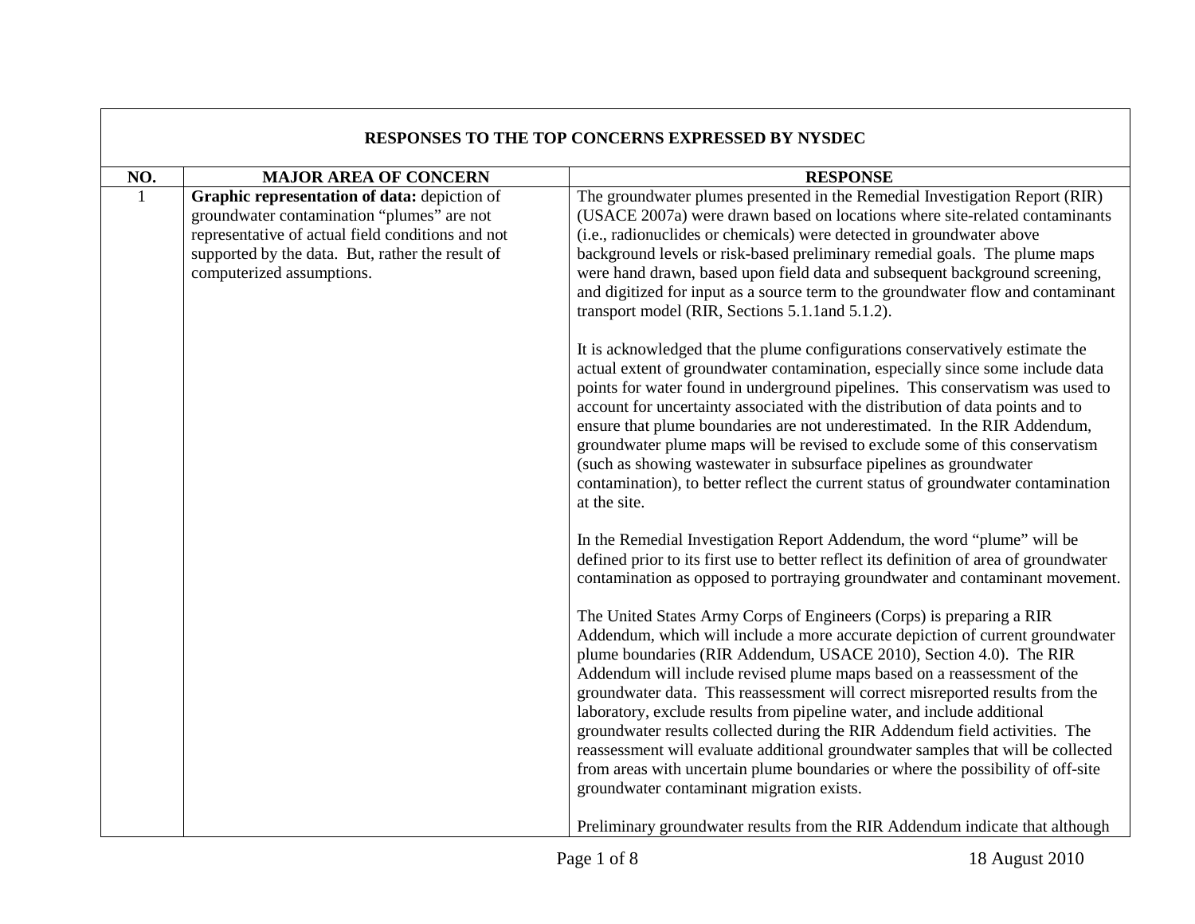| RESPONSES TO THE TOP CONCERNS EXPRESSED BY NYSDEC | | |
|---|---|---|
| **NO.** | **MAJOR AREA OF CONCERN** | **RESPONSE** |
| 1 | **Graphic representation of data:** depiction of groundwater contamination "plumes" are not representative of actual field conditions and not supported by the data. But, rather the result of computerized assumptions. | The groundwater plumes presented in the Remedial Investigation Report (RIR) (USACE 2007a) were drawn based on locations where site-related contaminants (i.e., radionuclides or chemicals) were detected in groundwater above background levels or risk-based preliminary remedial goals. The plume maps were hand drawn, based upon field data and subsequent background screening, and digitized for input as a source term to the groundwater flow and contaminant transport model (RIR, Sections 5.1.1and 5.1.2).<br><br>It is acknowledged that the plume configurations conservatively estimate the actual extent of groundwater contamination, especially since some include data points for water found in underground pipelines. This conservatism was used to account for uncertainty associated with the distribution of data points and to ensure that plume boundaries are not underestimated. In the RIR Addendum, groundwater plume maps will be revised to exclude some of this conservatism (such as showing wastewater in subsurface pipelines as groundwater contamination), to better reflect the current status of groundwater contamination at the site.<br><br>In the Remedial Investigation Report Addendum, the word "plume" will be defined prior to its first use to better reflect its definition of area of groundwater contamination as opposed to portraying groundwater and contaminant movement.<br><br>The United States Army Corps of Engineers (Corps) is preparing a RIR Addendum, which will include a more accurate depiction of current groundwater plume boundaries (RIR Addendum, USACE 2010), Section 4.0). The RIR Addendum will include revised plume maps based on a reassessment of the groundwater data. This reassessment will correct misreported results from the laboratory, exclude results from pipeline water, and include additional groundwater results collected during the RIR Addendum field activities. The reassessment will evaluate additional groundwater samples that will be collected from areas with uncertain plume boundaries or where the possibility of off-site groundwater contaminant migration exists.<br><br>Preliminary groundwater results from the RIR Addendum indicate that although |

18 August 2010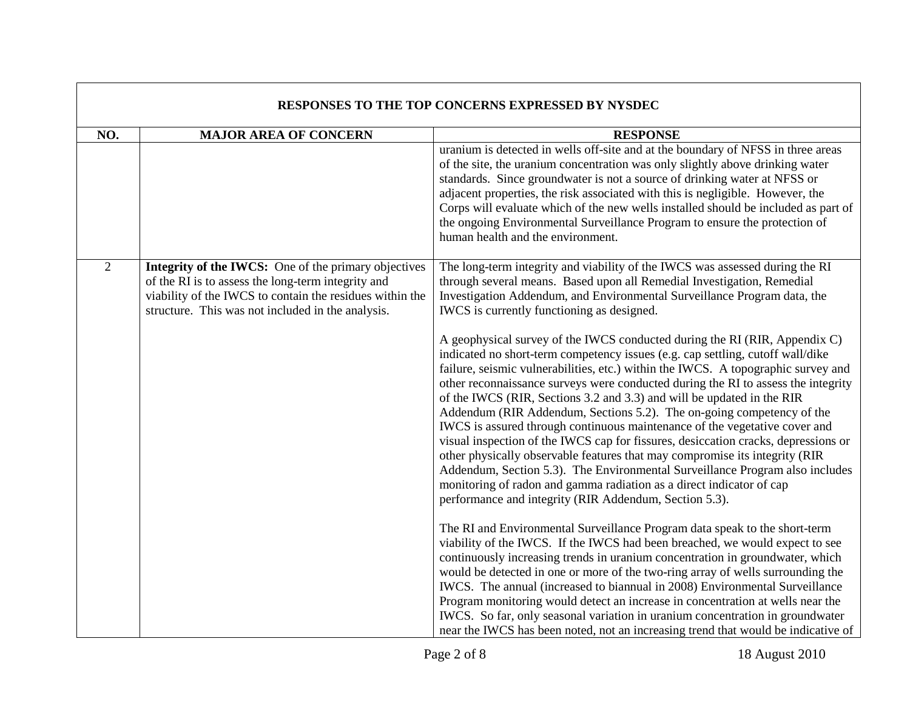**RESPONSES TO THE TOP CONCERNS EXPRESSED BY NYSDEC**

| NO. | MAJOR AREA OF CONCERN | RESPONSE |
|---|---|---|
| | | uranium is detected in wells off-site and at the boundary of NFSS in three areas of the site, the uranium concentration was only slightly above drinking water standards. Since groundwater is not a source of drinking water at NFSS or adjacent properties, the risk associated with this is negligible. However, the Corps will evaluate which of the new wells installed should be included as part of the ongoing Environmental Surveillance Program to ensure the protection of human health and the environment. |
| 2 | **Integrity of the IWCS:** One of the primary objectives of the RI is to assess the long-term integrity and viability of the IWCS to contain the residues within the structure. This was not included in the analysis. | The long-term integrity and viability of the IWCS was assessed during the RI through several means. Based upon all Remedial Investigation, Remedial Investigation Addendum, and Environmental Surveillance Program data, the IWCS is currently functioning as designed.<br><br>A geophysical survey of the IWCS conducted during the RI (RIR, Appendix C) indicated no short-term competency issues (e.g. cap settling, cutoff wall/dike failure, seismic vulnerabilities, etc.) within the IWCS. A topographic survey and other reconnaissance surveys were conducted during the RI to assess the integrity of the IWCS (RIR, Sections 3.2 and 3.3) and will be updated in the RIR Addendum (RIR Addendum, Sections 5.2). The on-going competency of the IWCS is assured through continuous maintenance of the vegetative cover and visual inspection of the IWCS cap for fissures, desiccation cracks, depressions or other physically observable features that may compromise its integrity (RIR Addendum, Section 5.3). The Environmental Surveillance Program also includes monitoring of radon and gamma radiation as a direct indicator of cap performance and integrity (RIR Addendum, Section 5.3).<br><br>The RI and Environmental Surveillance Program data speak to the short-term viability of the IWCS. If the IWCS had been breached, we would expect to see continuously increasing trends in uranium concentration in groundwater, which would be detected in one or more of the two-ring array of wells surrounding the IWCS. The annual (increased to biannual in 2008) Environmental Surveillance Program monitoring would detect an increase in concentration at wells near the IWCS. So far, only seasonal variation in uranium concentration in groundwater near the IWCS has been noted, not an increasing trend that would be indicative of |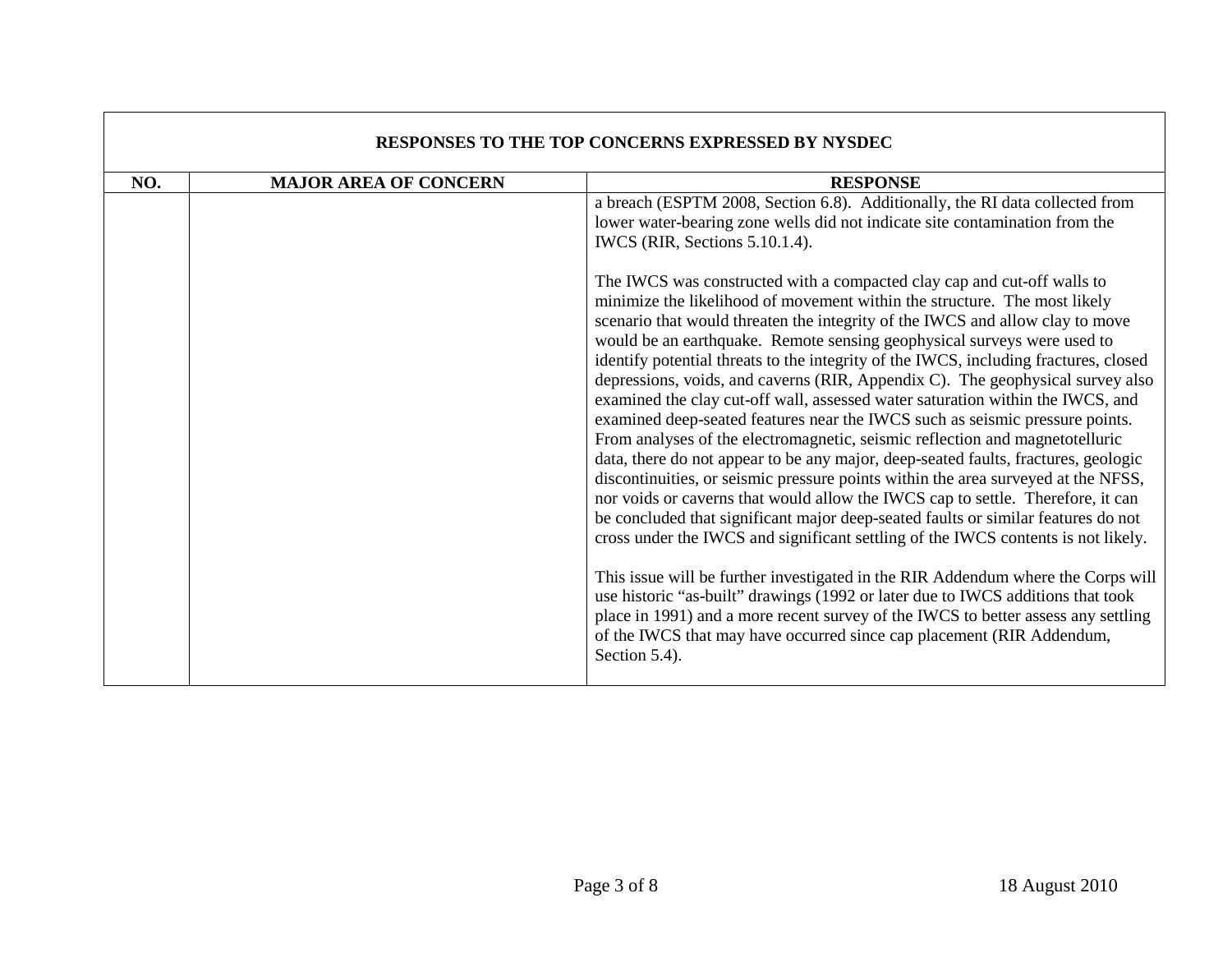| RESPONSES TO THE TOP CONCERNS EXPRESSED BY NYSDEC | | |
|---|---|---|
| NO. | MAJOR AREA OF CONCERN | RESPONSE |
| | | a breach (ESPTM 2008, Section 6.8). Additionally, the RI data collected from lower water-bearing zone wells did not indicate site contamination from the IWCS (RIR, Sections 5.10.1.4).<br><br>The IWCS was constructed with a compacted clay cap and cut-off walls to minimize the likelihood of movement within the structure. The most likely scenario that would threaten the integrity of the IWCS and allow clay to move would be an earthquake. Remote sensing geophysical surveys were used to identify potential threats to the integrity of the IWCS, including fractures, closed depressions, voids, and caverns (RIR, Appendix C). The geophysical survey also examined the clay cut-off wall, assessed water saturation within the IWCS, and examined deep-seated features near the IWCS such as seismic pressure points. From analyses of the electromagnetic, seismic reflection and magnetotelluric data, there do not appear to be any major, deep-seated faults, fractures, geologic discontinuities, or seismic pressure points within the area surveyed at the NFSS, nor voids or caverns that would allow the IWCS cap to settle. Therefore, it can be concluded that significant major deep-seated faults or similar features do not cross under the IWCS and significant settling of the IWCS contents is not likely.<br><br>This issue will be further investigated in the RIR Addendum where the Corps will use historic "as-built" drawings (1992 or later due to IWCS additions that took place in 1991) and a more recent survey of the IWCS to better assess any settling of the IWCS that may have occurred since cap placement (RIR Addendum, Section 5.4). |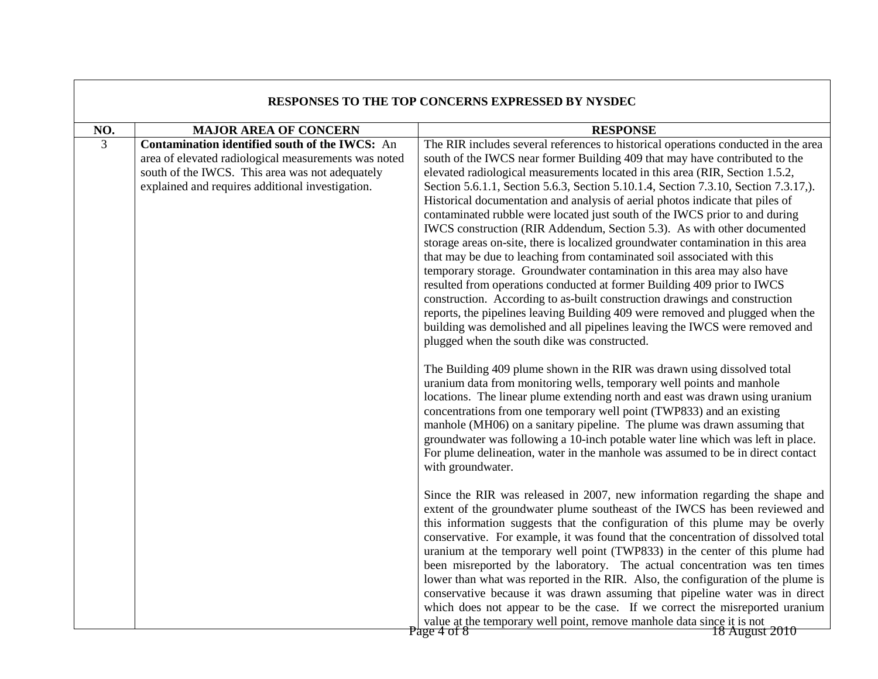| RESPONSES TO THE TOP CONCERNS EXPRESSED BY NYSDEC | | |
|---|---|---|
| **NO.** | **MAJOR AREA OF CONCERN** | **RESPONSE** |
| 3 | **Contamination identified south of the IWCS:** An area of elevated radiological measurements was noted south of the IWCS. This area was not adequately explained and requires additional investigation. | The RIR includes several references to historical operations conducted in the area south of the IWCS near former Building 409 that may have contributed to the elevated radiological measurements located in this area (RIR, Section 1.5.2, Section 5.6.1.1, Section 5.6.3, Section 5.10.1.4, Section 7.3.10, Section 7.3.17,). Historical documentation and analysis of aerial photos indicate that piles of contaminated rubble were located just south of the IWCS prior to and during IWCS construction (RIR Addendum, Section 5.3). As with other documented storage areas on-site, there is localized groundwater contamination in this area that may be due to leaching from contaminated soil associated with this temporary storage. Groundwater contamination in this area may also have resulted from operations conducted at former Building 409 prior to IWCS construction. According to as-built construction drawings and construction reports, the pipelines leaving Building 409 were removed and plugged when the building was demolished and all pipelines leaving the IWCS were removed and plugged when the south dike was constructed.<br><br>The Building 409 plume shown in the RIR was drawn using dissolved total uranium data from monitoring wells, temporary well points and manhole locations. The linear plume extending north and east was drawn using uranium concentrations from one temporary well point (TWP833) and an existing manhole (MH06) on a sanitary pipeline. The plume was drawn assuming that groundwater was following a 10-inch potable water line which was left in place. For plume delineation, water in the manhole was assumed to be in direct contact with groundwater.<br><br>Since the RIR was released in 2007, new information regarding the shape and extent of the groundwater plume southeast of the IWCS has been reviewed and this information suggests that the configuration of this plume may be overly conservative. For example, it was found that the concentration of dissolved total uranium at the temporary well point (TWP833) in the center of this plume had been misreported by the laboratory. The actual concentration was ten times lower than what was reported in the RIR. Also, the configuration of the plume is conservative because it was drawn assuming that pipeline water was in direct which does not appear to be the case. If we correct the misreported uranium value at the temporary well point, remove manhole data since it is not |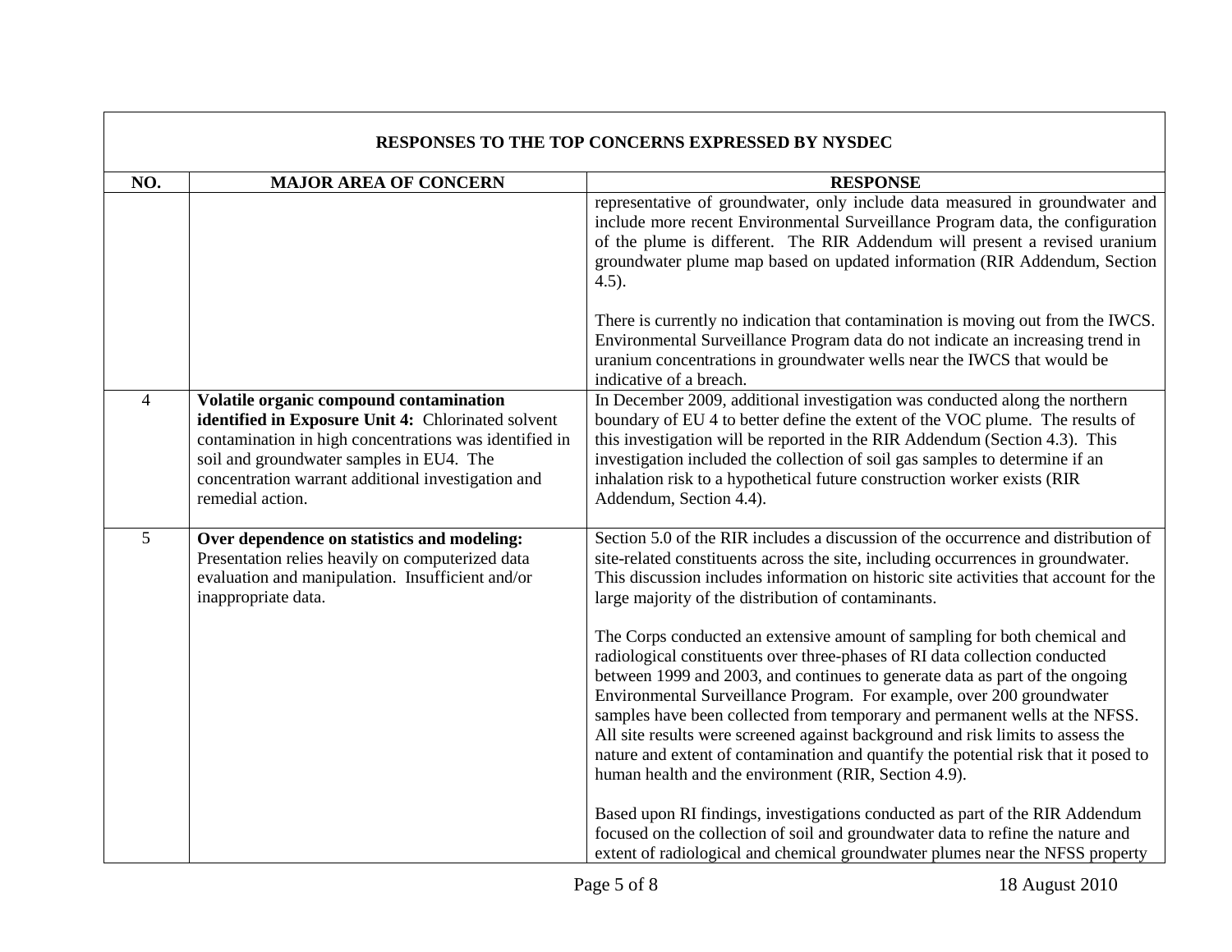| RESPONSES TO THE TOP CONCERNS EXPRESSED BY NYSDEC | | |
|---|---|---|
| **NO.** | **MAJOR AREA OF CONCERN** | **RESPONSE** |
| | | representative of groundwater, only include data measured in groundwater and include more recent Environmental Surveillance Program data, the configuration of the plume is different. The RIR Addendum will present a revised uranium groundwater plume map based on updated information (RIR Addendum, Section 4.5).<br><br>There is currently no indication that contamination is moving out from the IWCS. Environmental Surveillance Program data do not indicate an increasing trend in uranium concentrations in groundwater wells near the IWCS that would be indicative of a breach. |
| 4 | **Volatile organic compound contamination identified in Exposure Unit 4:** Chlorinated solvent contamination in high concentrations was identified in soil and groundwater samples in EU4. The concentration warrant additional investigation and remedial action. | In December 2009, additional investigation was conducted along the northern boundary of EU 4 to better define the extent of the VOC plume. The results of this investigation will be reported in the RIR Addendum (Section 4.3). This investigation included the collection of soil gas samples to determine if an inhalation risk to a hypothetical future construction worker exists (RIR Addendum, Section 4.4). |
| 5 | **Over dependence on statistics and modeling:** Presentation relies heavily on computerized data evaluation and manipulation. Insufficient and/or inappropriate data. | Section 5.0 of the RIR includes a discussion of the occurrence and distribution of site-related constituents across the site, including occurrences in groundwater. This discussion includes information on historic site activities that account for the large majority of the distribution of contaminants.<br><br>The Corps conducted an extensive amount of sampling for both chemical and radiological constituents over three-phases of RI data collection conducted between 1999 and 2003, and continues to generate data as part of the ongoing Environmental Surveillance Program. For example, over 200 groundwater samples have been collected from temporary and permanent wells at the NFSS. All site results were screened against background and risk limits to assess the nature and extent of contamination and quantify the potential risk that it posed to human health and the environment (RIR, Section 4.9).<br><br>Based upon RI findings, investigations conducted as part of the RIR Addendum focused on the collection of soil and groundwater data to refine the nature and extent of radiological and chemical groundwater plumes near the NFSS property |

18 August 2010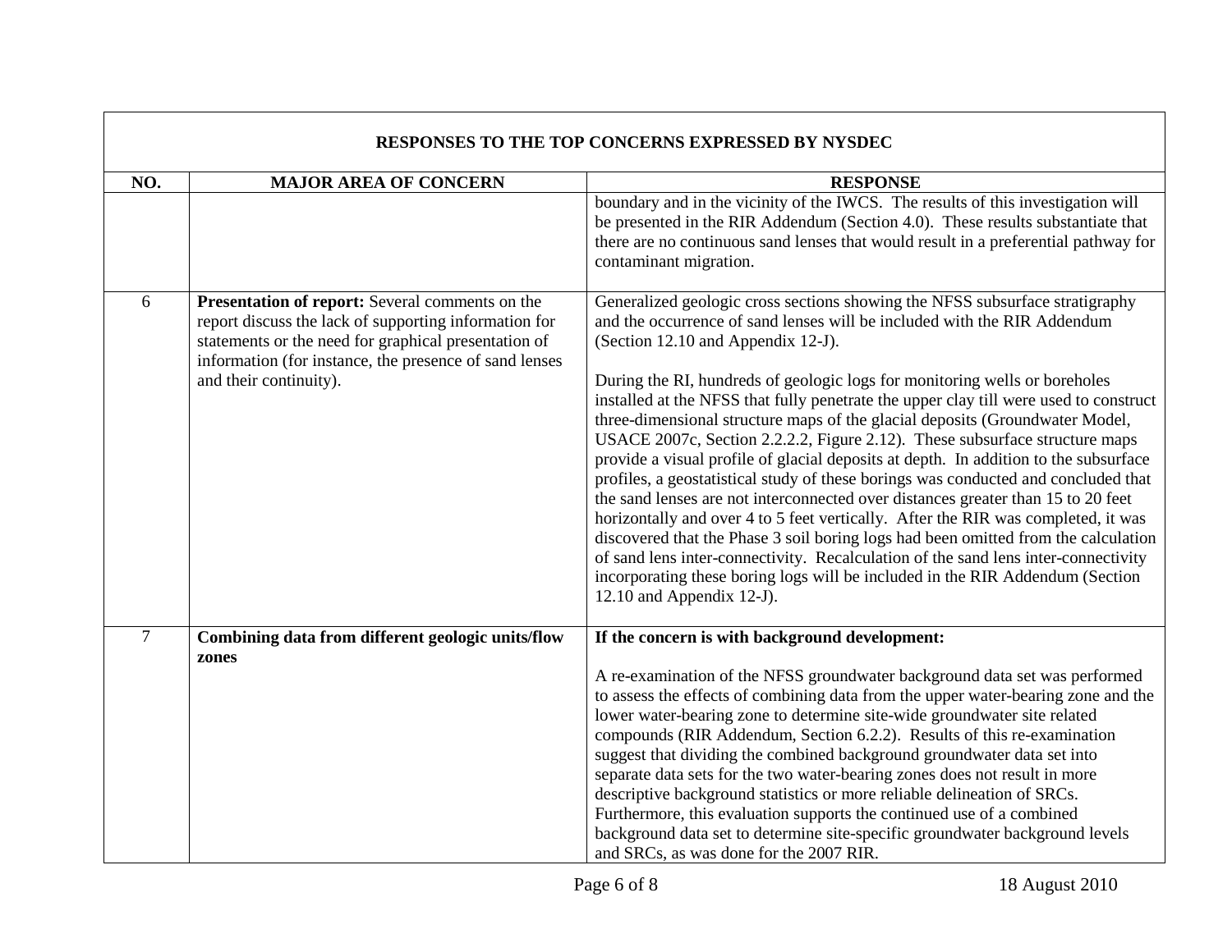| RESPONSES TO THE TOP CONCERNS EXPRESSED BY NYSDEC | | |
|---|---|---|
| **NO.** | **MAJOR AREA OF CONCERN** | **RESPONSE** |
| | | boundary and in the vicinity of the IWCS. The results of this investigation will be presented in the RIR Addendum (Section 4.0). These results substantiate that there are no continuous sand lenses that would result in a preferential pathway for contaminant migration. |
| 6 | **Presentation of report:** Several comments on the report discuss the lack of supporting information for statements or the need for graphical presentation of information (for instance, the presence of sand lenses and their continuity). | Generalized geologic cross sections showing the NFSS subsurface stratigraphy and the occurrence of sand lenses will be included with the RIR Addendum (Section 12.10 and Appendix 12-J).<br><br>During the RI, hundreds of geologic logs for monitoring wells or boreholes installed at the NFSS that fully penetrate the upper clay till were used to construct three-dimensional structure maps of the glacial deposits (Groundwater Model, USACE 2007c, Section 2.2.2.2, Figure 2.12). These subsurface structure maps provide a visual profile of glacial deposits at depth. In addition to the subsurface profiles, a geostatistical study of these borings was conducted and concluded that the sand lenses are not interconnected over distances greater than 15 to 20 feet horizontally and over 4 to 5 feet vertically. After the RIR was completed, it was discovered that the Phase 3 soil boring logs had been omitted from the calculation of sand lens inter-connectivity. Recalculation of the sand lens inter-connectivity incorporating these boring logs will be included in the RIR Addendum (Section 12.10 and Appendix 12-J). |
| 7 | **Combining data from different geologic units/flow zones** | **If the concern is with background development:**<br><br>A re-examination of the NFSS groundwater background data set was performed to assess the effects of combining data from the upper water-bearing zone and the lower water-bearing zone to determine site-wide groundwater site related compounds (RIR Addendum, Section 6.2.2). Results of this re-examination suggest that dividing the combined background groundwater data set into separate data sets for the two water-bearing zones does not result in more descriptive background statistics or more reliable delineation of SRCs. Furthermore, this evaluation supports the continued use of a combined background data set to determine site-specific groundwater background levels and SRCs, as was done for the 2007 RIR. |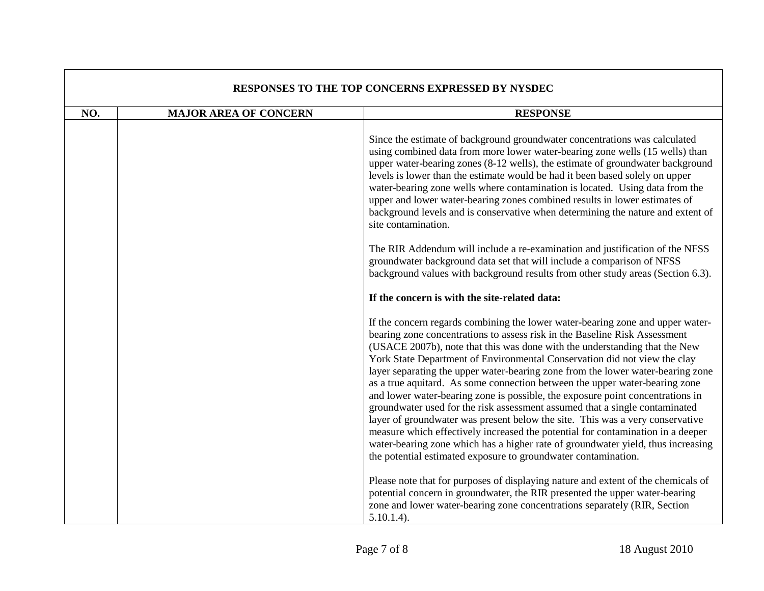| RESPONSES TO THE TOP CONCERNS EXPRESSED BY NYSDEC | | |
|---|---|---|
| **NO.** | **MAJOR AREA OF CONCERN** | **RESPONSE** |
| | | Since the estimate of background groundwater concentrations was calculated using combined data from more lower water-bearing zone wells (15 wells) than upper water-bearing zones (8-12 wells), the estimate of groundwater background levels is lower than the estimate would be had it been based solely on upper water-bearing zone wells where contamination is located. Using data from the upper and lower water-bearing zones combined results in lower estimates of background levels and is conservative when determining the nature and extent of site contamination.<br><br>The RIR Addendum will include a re-examination and justification of the NFSS groundwater background data set that will include a comparison of NFSS background values with background results from other study areas (Section 6.3).<br><br>**If the concern is with the site-related data:**<br><br>If the concern regards combining the lower water-bearing zone and upper water-bearing zone concentrations to assess risk in the Baseline Risk Assessment (USACE 2007b), note that this was done with the understanding that the New York State Department of Environmental Conservation did not view the clay layer separating the upper water-bearing zone from the lower water-bearing zone as a true aquitard. As some connection between the upper water-bearing zone and lower water-bearing zone is possible, the exposure point concentrations in groundwater used for the risk assessment assumed that a single contaminated layer of groundwater was present below the site. This was a very conservative measure which effectively increased the potential for contamination in a deeper water-bearing zone which has a higher rate of groundwater yield, thus increasing the potential estimated exposure to groundwater contamination.<br><br>Please note that for purposes of displaying nature and extent of the chemicals of potential concern in groundwater, the RIR presented the upper water-bearing zone and lower water-bearing zone concentrations separately (RIR, Section 5.10.1.4). |

18 August 2010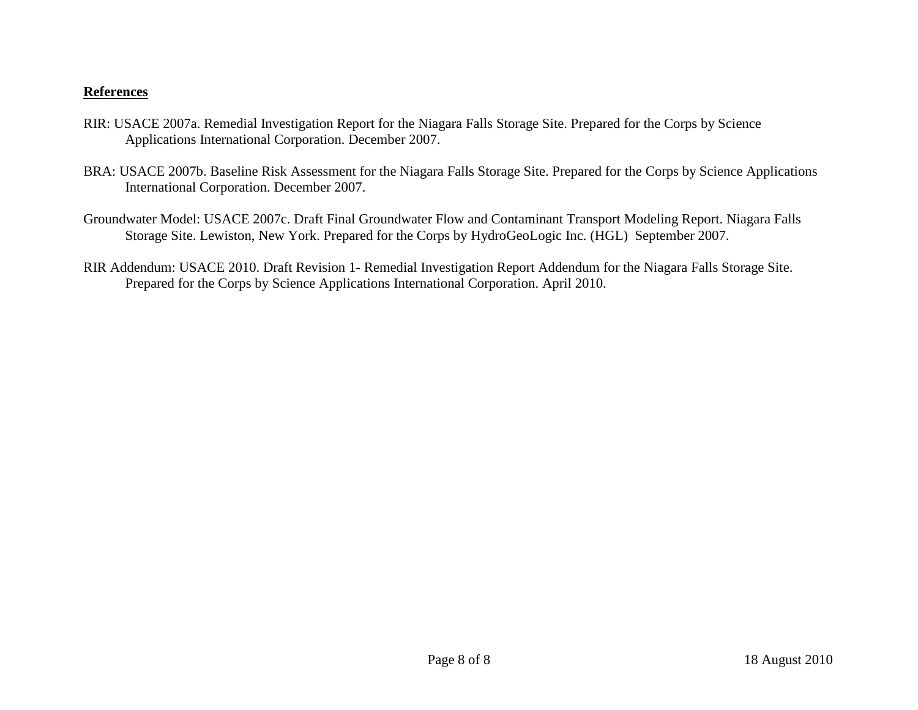**References**

RIR: USACE 2007a. Remedial Investigation Report for the Niagara Falls Storage Site. Prepared for the Corps by Science Applications International Corporation. December 2007.

BRA: USACE 2007b. Baseline Risk Assessment for the Niagara Falls Storage Site. Prepared for the Corps by Science Applications International Corporation. December 2007.

Groundwater Model: USACE 2007c. Draft Final Groundwater Flow and Contaminant Transport Modeling Report. Niagara Falls Storage Site. Lewiston, New York. Prepared for the Corps by HydroGeoLogic Inc. (HGL) September 2007.

RIR Addendum: USACE 2010. Draft Revision 1- Remedial Investigation Report Addendum for the Niagara Falls Storage Site. Prepared for the Corps by Science Applications International Corporation. April 2010.